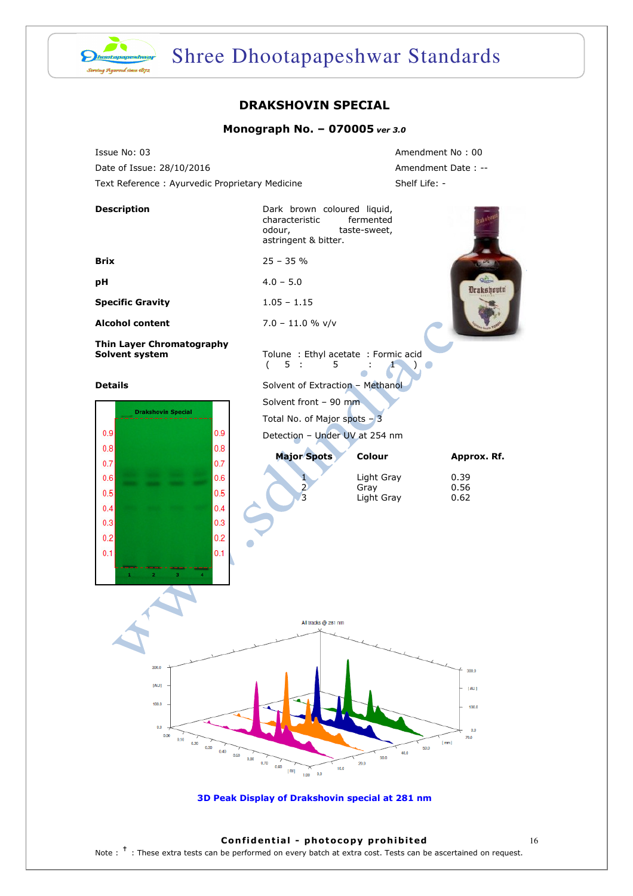# DRAKSHOVIN SPECIAL

## Monograph No. – 070005 *ver 3.0*

Issue No: 03

Date of Issue: 28/10/2016

Text Reference : Ayurvedic Proprietary Medicine

Amendment No : 00

Amendment Date : --

Shelf Life: -

**Description** — Dark brown coloured liquid, characteristic fermented odour, taste-sweet, astringent & bitter.

**Brix** — 25 – 35 %

**pH** — 4.0 – 5.0

**Specific Gravity** — 1.05 – 1.15

**Alcohol content** — 7.0 – 11.0 % v/v

**Thin Layer Chromatography Solvent system** — Tolune : Ethyl acetate : Formic acid ( 5 : 5 : 1 )

**Details**

Solvent of Extraction – Methanol

Solvent front – 90 mm

Total No. of Major spots – 3

Detection – Under UV at 254 nm

| Major Spots | Colour | Approx. Rf. |
|---|---|---|
| 1 | Light Gray | 0.39 |
| 2 | Gray | 0.56 |
| 3 | Light Gray | 0.62 |

**3D Peak Display of Drakshovin special at 281 nm**

**Confidential - photocopy prohibited**

Note : † : These extra tests can be performed on every batch at extra cost. Tests can be ascertained on request.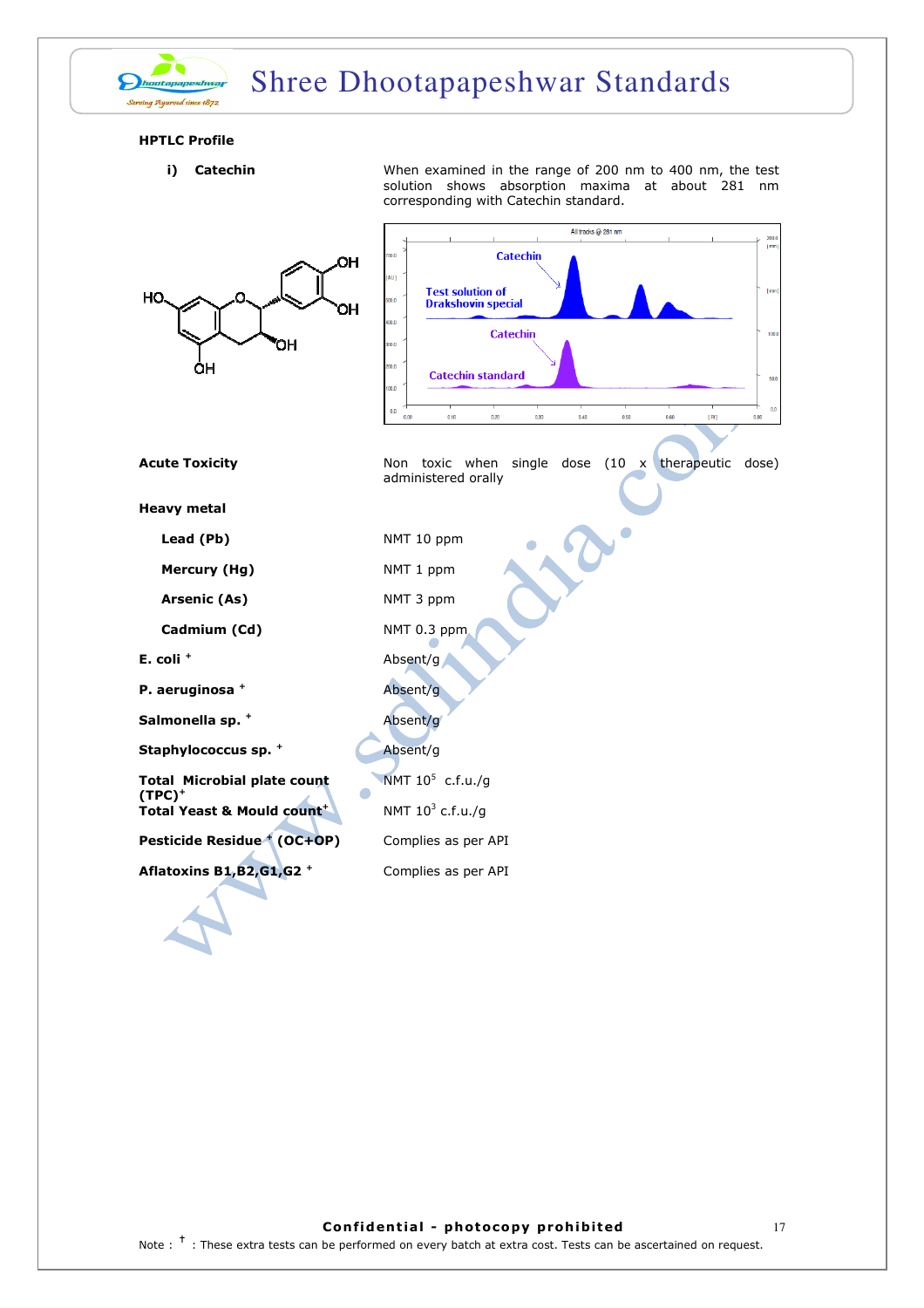**HPTLC Profile**

**i) Catechin**

When examined in the range of 200 nm to 400 nm, the test solution shows absorption maxima at about 281 nm corresponding with Catechin standard.

All tracks @ 281 nm

Catechin

Test solution of Drakshovin special

Catechin

Catechin standard

| | |
|---|---|
| **Acute Toxicity** | Non toxic when single dose (10 x therapeutic dose) administered orally |
| **Heavy metal** | |
| **Lead (Pb)** | NMT 10 ppm |
| **Mercury (Hg)** | NMT 1 ppm |
| **Arsenic (As)** | NMT 3 ppm |
| **Cadmium (Cd)** | NMT 0.3 ppm |
| **E. coli** † | Absent/g |
| **P. aeruginosa** † | Absent/g |
| **Salmonella sp.** † | Absent/g |
| **Staphylococcus sp.** † | Absent/g |
| **Total Microbial plate count (TPC)**† | NMT $10^5$ c.f.u./g |
| **Total Yeast & Mould count**† | NMT $10^3$ c.f.u./g |
| **Pesticide Residue** † **(OC+OP)** | Complies as per API |
| **Aflatoxins B1,B2,G1,G2** † | Complies as per API |

**Confidential - photocopy prohibited**

Note : † : These extra tests can be performed on every batch at extra cost. Tests can be ascertained on request.